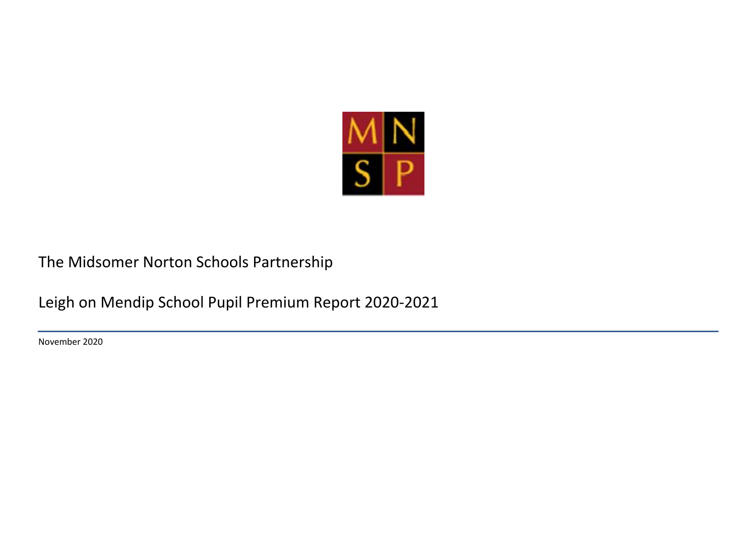MNSP

The Midsomer Norton Schools Partnership

# Leigh on Mendip School Pupil Premium Report 2020-2021

November 2020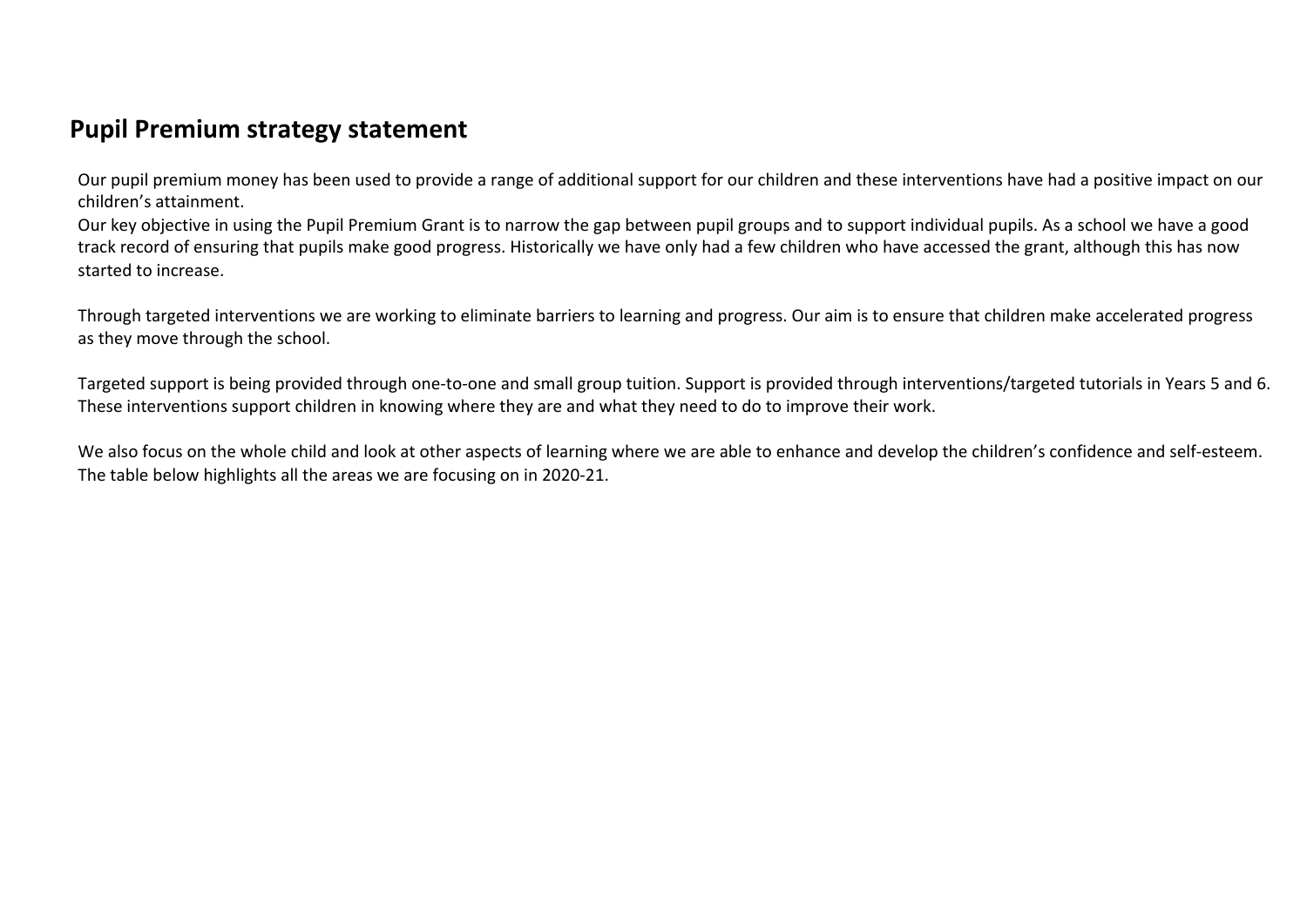# Pupil Premium strategy statement

Our pupil premium money has been used to provide a range of additional support for our children and these interventions have had a positive impact on our children's attainment.
Our key objective in using the Pupil Premium Grant is to narrow the gap between pupil groups and to support individual pupils. As a school we have a good track record of ensuring that pupils make good progress. Historically we have only had a few children who have accessed the grant, although this has now started to increase.

Through targeted interventions we are working to eliminate barriers to learning and progress. Our aim is to ensure that children make accelerated progress as they move through the school.

Targeted support is being provided through one-to-one and small group tuition. Support is provided through interventions/targeted tutorials in Years 5 and 6. These interventions support children in knowing where they are and what they need to do to improve their work.

We also focus on the whole child and look at other aspects of learning where we are able to enhance and develop the children's confidence and self-esteem. The table below highlights all the areas we are focusing on in 2020-21.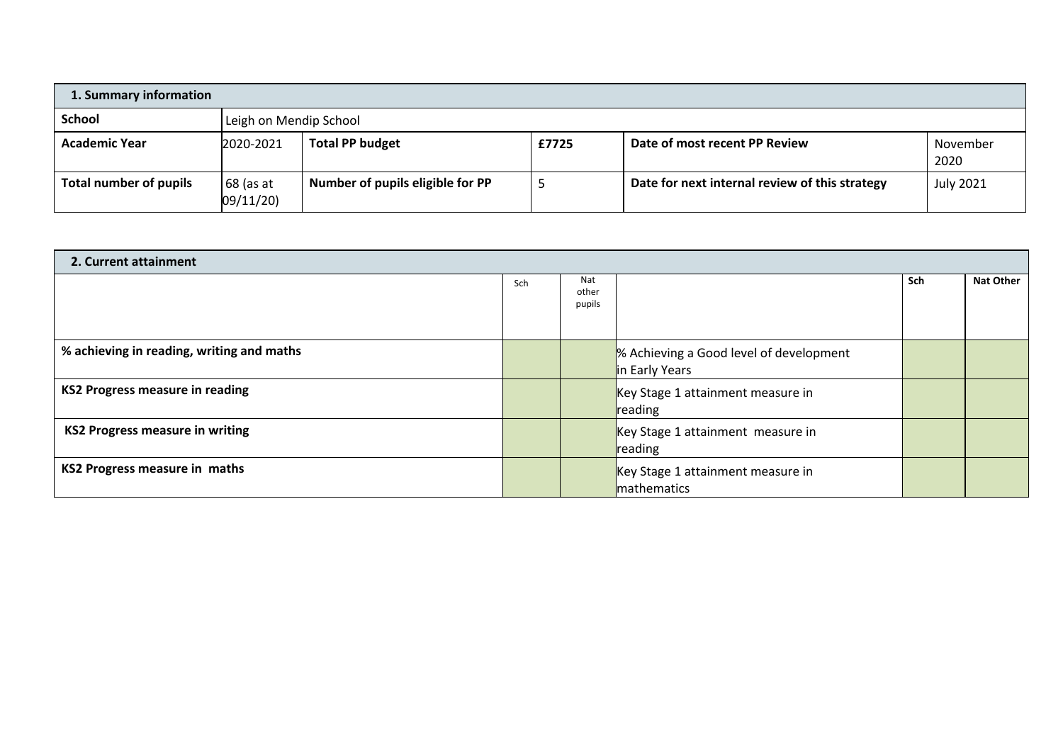| 1. Summary information | | | | | |
|---|---|---|---|---|---|
| **School** | Leigh on Mendip School | | | | |
| **Academic Year** | 2020-2021 | **Total PP budget** | **£7725** | **Date of most recent PP Review** | November 2020 |
| **Total number of pupils** | 68 (as at 09/11/20) | **Number of pupils eligible for PP** | 5 | **Date for next internal review of this strategy** | July 2021 |

| 2. Current attainment | | | | | |
|---|---|---|---|---|---|
| | Sch | Nat other pupils | | **Sch** | **Nat Other** |
| **% achieving in reading, writing and maths** | | | % Achieving a Good level of development in Early Years | | |
| **KS2 Progress measure in reading** | | | Key Stage 1 attainment measure in reading | | |
| **KS2 Progress measure in writing** | | | Key Stage 1 attainment measure in reading | | |
| **KS2 Progress measure in maths** | | | Key Stage 1 attainment measure in mathematics | | |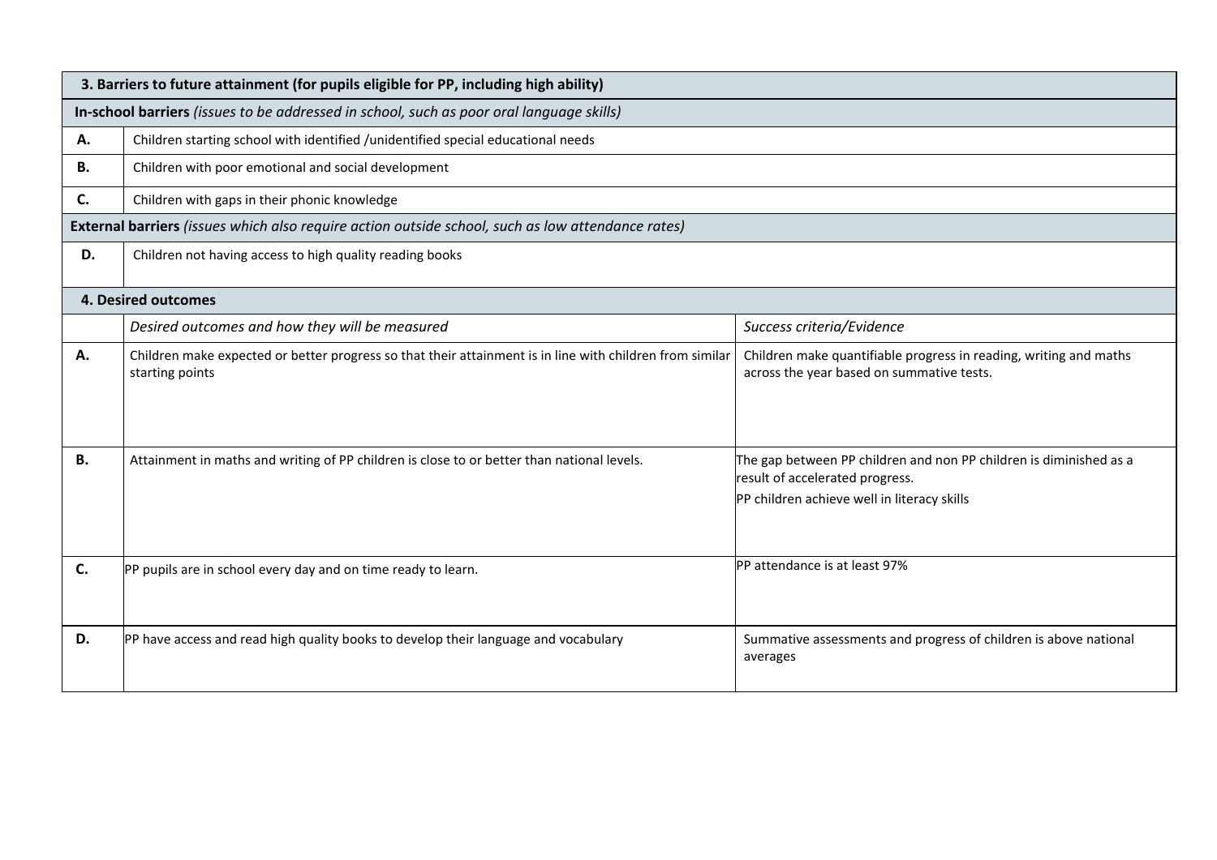| **3. Barriers to future attainment (for pupils eligible for PP, including high ability)** | |
|---|---|
| **In-school barriers** *(issues to be addressed in school, such as poor oral language skills)* | |
| **A.** | Children starting school with identified /unidentified special educational needs |
| **B.** | Children with poor emotional and social development |
| **C.** | Children with gaps in their phonic knowledge |
| **External barriers** *(issues which also require action outside school, such as low attendance rates)* | |
| **D.** | Children not having access to high quality reading books |

| **4. Desired outcomes** | | |
|---|---|---|
| | *Desired outcomes and how they will be measured* | *Success criteria/Evidence* |
| **A.** | Children make expected or better progress so that their attainment is in line with children from similar starting points | Children make quantifiable progress in reading, writing and maths across the year based on summative tests. |
| **B.** | Attainment in maths and writing of PP children is close to or better than national levels. | The gap between PP children and non PP children is diminished as a result of accelerated progress.<br>PP children achieve well in literacy skills |
| **C.** | PP pupils are in school every day and on time ready to learn. | PP attendance is at least 97% |
| **D.** | PP have access and read high quality books to develop their language and vocabulary | Summative assessments and progress of children is above national averages |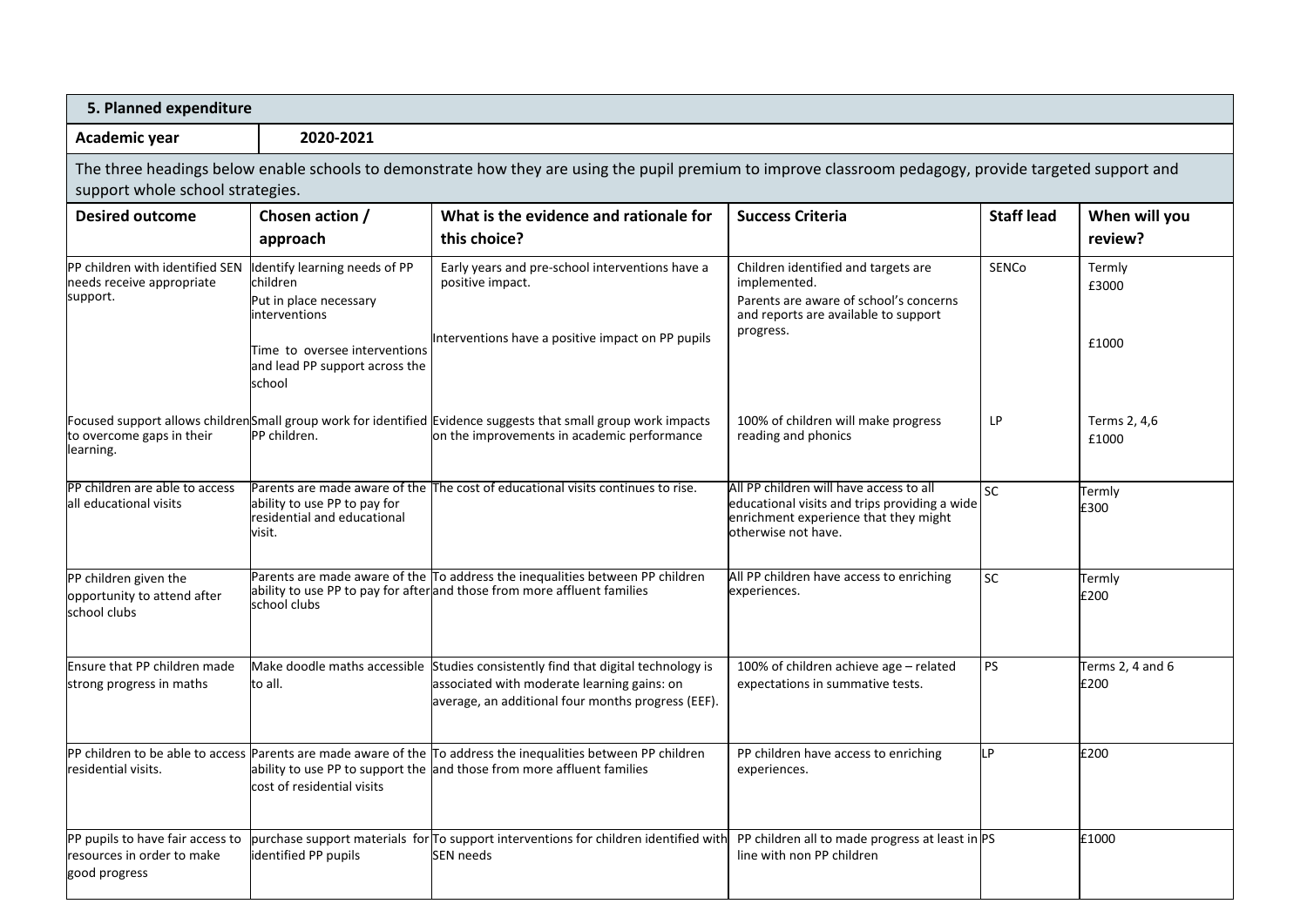## 5. Planned expenditure

**Academic year** 2020-2021

The three headings below enable schools to demonstrate how they are using the pupil premium to improve classroom pedagogy, provide targeted support and support whole school strategies.

| Desired outcome | Chosen action / approach | What is the evidence and rationale for this choice? | Success Criteria | Staff lead | When will you review? |
|---|---|---|---|---|---|
| PP children with identified SEN needs receive appropriate support. | Identify learning needs of PP children<br>Put in place necessary interventions<br><br>Time to oversee interventions and lead PP support across the school | Early years and pre-school interventions have a positive impact.<br><br>Interventions have a positive impact on PP pupils | Children identified and targets are implemented.<br>Parents are aware of school's concerns and reports are available to support progress. | SENCo | Termly<br>£3000<br><br>£1000 |
| Focused support allows children to overcome gaps in their learning. | Small group work for identified PP children. | Evidence suggests that small group work impacts on the improvements in academic performance | 100% of children will make progress reading and phonics | LP | Terms 2, 4,6<br>£1000 |
| PP children are able to access all educational visits | Parents are made aware of the ability to use PP to pay for residential and educational visit. | The cost of educational visits continues to rise. | All PP children will have access to all educational visits and trips providing a wide enrichment experience that they might otherwise not have. | SC | Termly<br>£300 |
| PP children given the opportunity to attend after school clubs | Parents are made aware of the ability to use PP to pay for after school clubs | To address the inequalities between PP children and those from more affluent families | All PP children have access to enriching experiences. | SC | Termly<br>£200 |
| Ensure that PP children made strong progress in maths | Make doodle maths accessible to all. | Studies consistently find that digital technology is associated with moderate learning gains: on average, an additional four months progress (EEF). | 100% of children achieve age – related expectations in summative tests. | PS | Terms 2, 4 and 6<br>£200 |
| PP children to be able to access residential visits. | Parents are made aware of the ability to use PP to support the cost of residential visits | To address the inequalities between PP children and those from more affluent families | PP children have access to enriching experiences. | LP | £200 |
| PP pupils to have fair access to resources in order to make good progress | purchase support materials for identified PP pupils | To support interventions for children identified with SEN needs | PP children all to made progress at least in line with non PP children | PS | £1000 |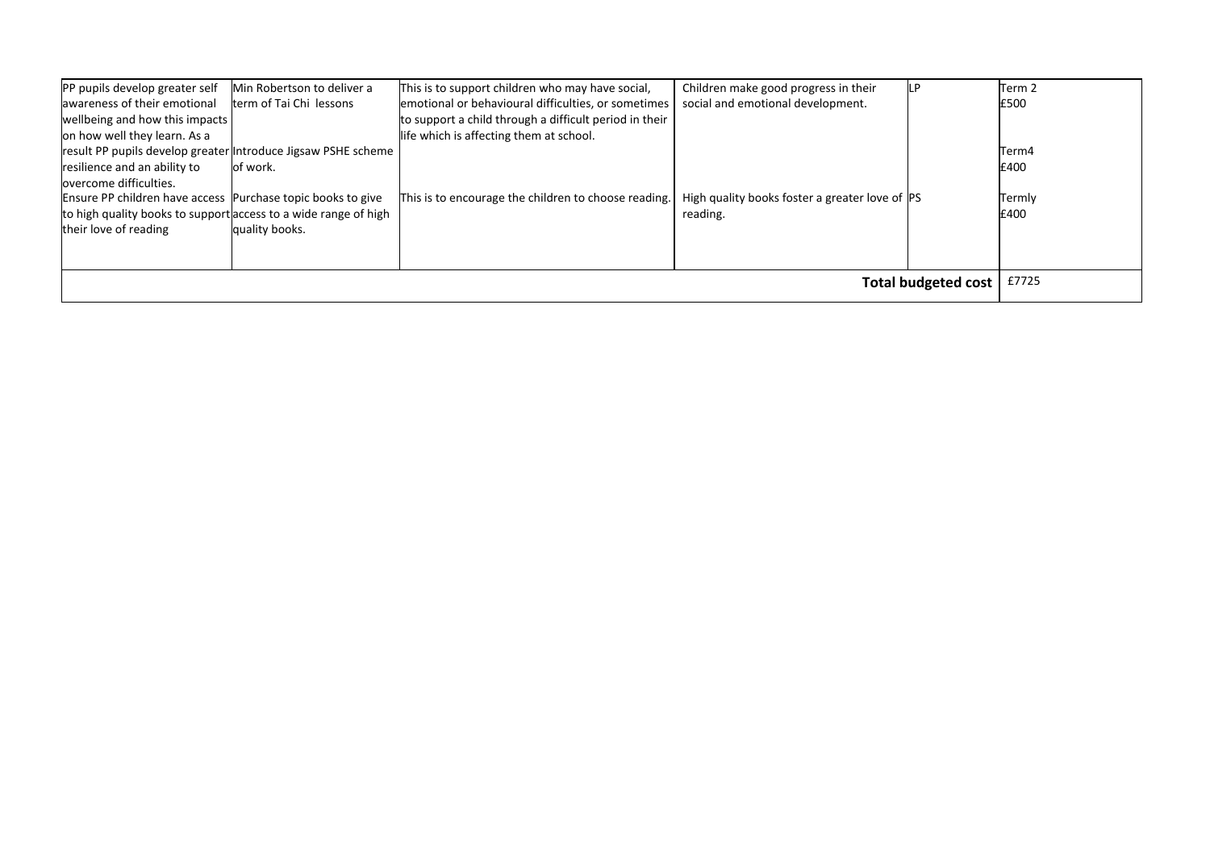| | | | | | |
|---|---|---|---|---|---|
| PP pupils develop greater self awareness of their emotional wellbeing and how this impacts on how well they learn. As a result PP pupils develop greater resilience and an ability to overcome difficulties. | Min Robertson to deliver a term of Tai Chi lessons<br><br>Introduce Jigsaw PSHE scheme of work. | This is to support children who may have social, emotional or behavioural difficulties, or sometimes to support a child through a difficult period in their life which is affecting them at school. | Children make good progress in their social and emotional development. | LP | Term 2<br>£500<br><br>Term4<br>£400 |
| Ensure PP children have access to high quality books to support their love of reading | Purchase topic books to give access to a wide range of high quality books. | This is to encourage the children to choose reading. | High quality books foster a greater love of reading. | PS | Termly<br>£400 |
| | | | | **Total budgeted cost** | £7725 |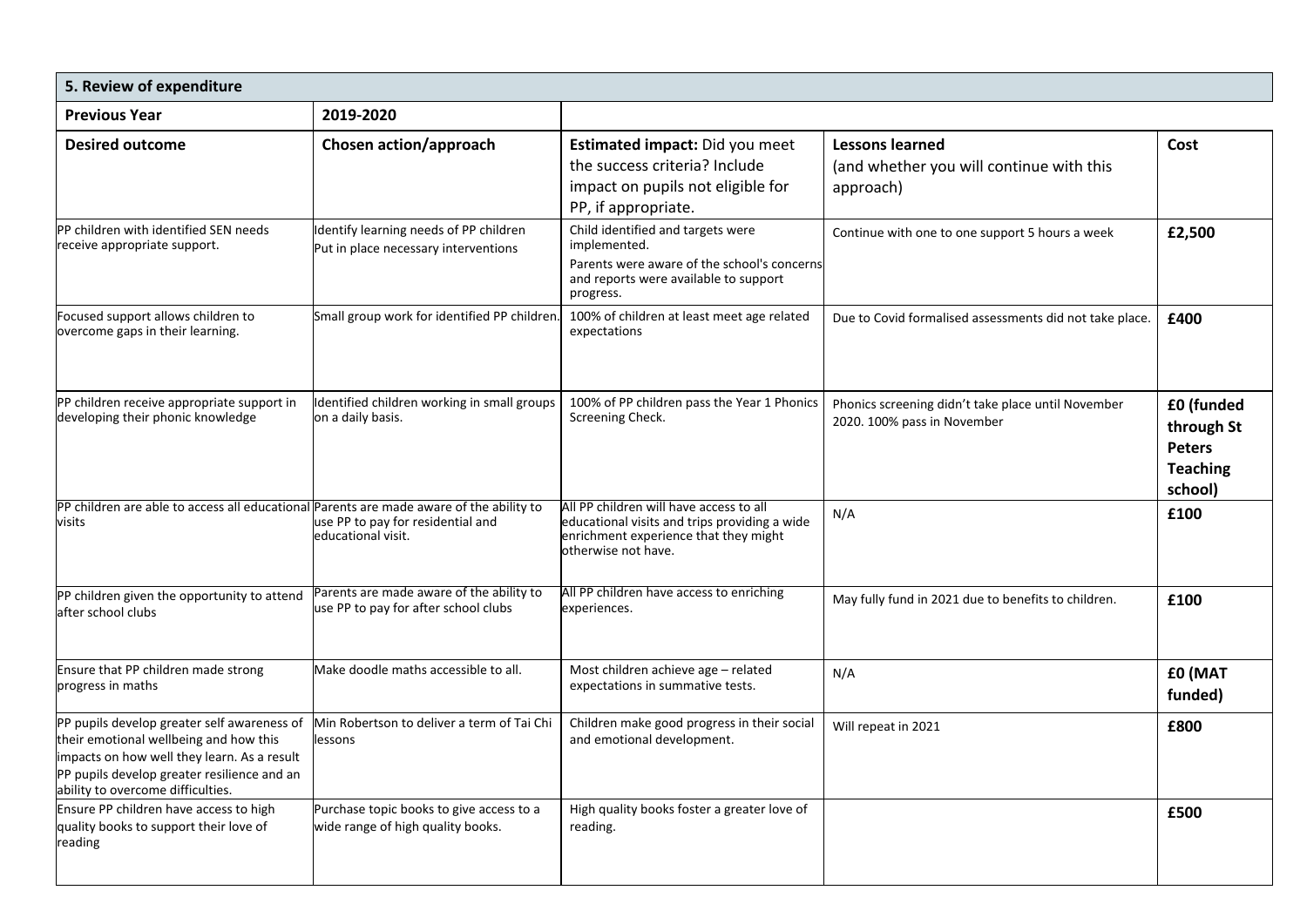| 5. Review of expenditure | | | | |
|---|---|---|---|---|
| **Previous Year** | **2019-2020** | | | |
| **Desired outcome** | **Chosen action/approach** | **Estimated impact:** Did you meet the success criteria? Include impact on pupils not eligible for PP, if appropriate. | **Lessons learned** (and whether you will continue with this approach) | **Cost** |
| PP children with identified SEN needs receive appropriate support. | Identify learning needs of PP children Put in place necessary interventions | Child identified and targets were implemented. Parents were aware of the school's concerns and reports were available to support progress. | Continue with one to one support 5 hours a week | **£2,500** |
| Focused support allows children to overcome gaps in their learning. | Small group work for identified PP children. | 100% of children at least meet age related expectations | Due to Covid formalised assessments did not take place. | **£400** |
| PP children receive appropriate support in developing their phonic knowledge | Identified children working in small groups on a daily basis. | 100% of PP children pass the Year 1 Phonics Screening Check. | Phonics screening didn't take place until November 2020. 100% pass in November | **£0 (funded through St Peters Teaching school)** |
| PP children are able to access all educational visits | Parents are made aware of the ability to use PP to pay for residential and educational visit. | All PP children will have access to all educational visits and trips providing a wide enrichment experience that they might otherwise not have. | N/A | **£100** |
| PP children given the opportunity to attend after school clubs | Parents are made aware of the ability to use PP to pay for after school clubs | All PP children have access to enriching experiences. | May fully fund in 2021 due to benefits to children. | **£100** |
| Ensure that PP children made strong progress in maths | Make doodle maths accessible to all. | Most children achieve age – related expectations in summative tests. | N/A | **£0 (MAT funded)** |
| PP pupils develop greater self awareness of their emotional wellbeing and how this impacts on how well they learn. As a result PP pupils develop greater resilience and an ability to overcome difficulties. | Min Robertson to deliver a term of Tai Chi lessons | Children make good progress in their social and emotional development. | Will repeat in 2021 | **£800** |
| Ensure PP children have access to high quality books to support their love of reading | Purchase topic books to give access to a wide range of high quality books. | High quality books foster a greater love of reading. | | **£500** |